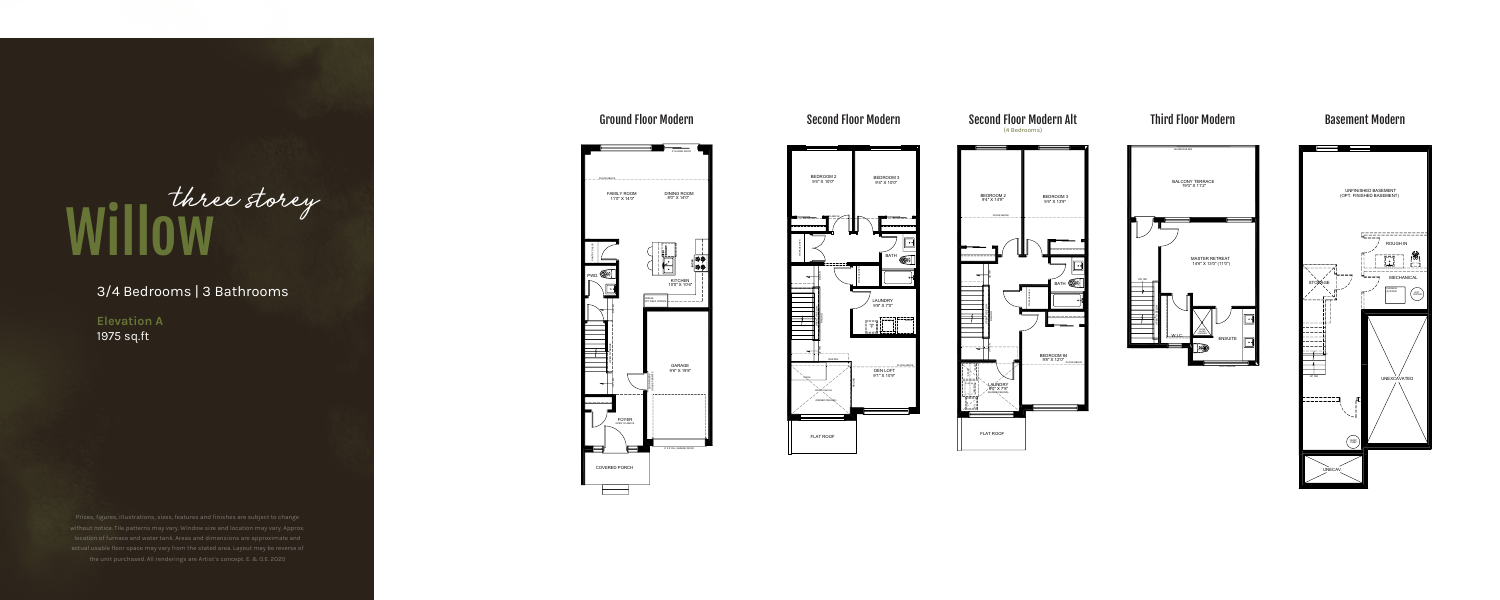# Willow *three storey*

3/4 Bedrooms | 3 Bathrooms

**Elevation A**
1975 sq.ft

Prices, figures, illustrations, sizes, features and finishes are subject to change without notice. Tile patterns may vary. Window size and location may vary. Approx. location of furnace and water tank. Areas and dimensions are approximate and actual usable floor space may vary from the stated area. Layout may be reverse of the unit purchased. All renderings are Artist's concept. E. & O.E. 2020

## Ground Floor Modern

FAMILY ROOM 11'0" X 14'0"

DINING ROOM 9'0" X 14'0"

KITCHEN 10'0" X 11'6"

PWD

GARAGE 9'9" X 19'8"

FOYER

COVERED PORCH

## Second Floor Modern

BEDROOM 2 9'6" X 10'0"

BEDROOM 3 9'6" X 10'0"

BATH

LAUNDRY 9'6" X 7'3"

DEN LOFT 9'7" X 10'0"

FLAT ROOF

## Second Floor Modern Alt

(4 Bedrooms)

BEDROOM 2 9'6" X 12'9"

BEDROOM 3 9'6" X 12'9"

BATH

BEDROOM #4 9'6" X 12'0"

LAUNDRY 8'0" X 7'6"

FLAT ROOF

## Third Floor Modern

BALCONY TERRACE 19'0" X 11'2"

MASTER RETREAT 14'4" X 13'0" (11'0")

W.I.C.

ENSUITE

## Basement Modern

UNFINISHED BASEMENT (OPT. FINISHED BASEMENT)

ROUGH IN

STORAGE

MECHANICAL

UNEXCAVATED

UNEXCAV.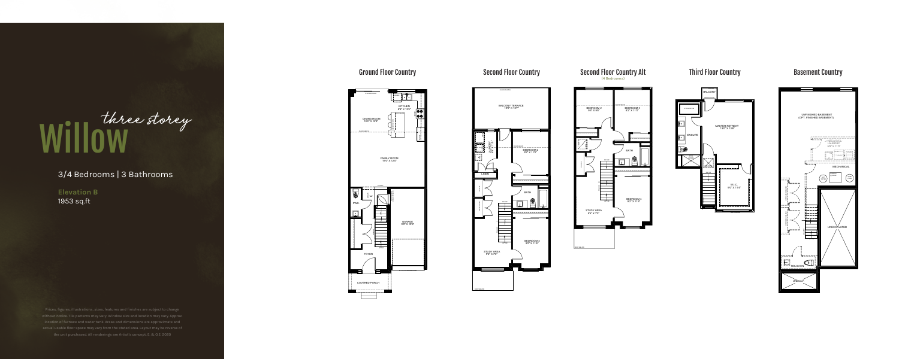# Willow *three storey*

3/4 Bedrooms | 3 Bathrooms

**Elevation B**
1953 sq.ft

Prices, figures, illustrations, sizes, features and finishes are subject to change without notice. Tile patterns may vary. Window size and location may vary. Approx. location of furnace and water tank. Areas and dimensions are approximate and actual usable floor space may vary from the stated area. Layout may be reverse of the unit purchased. All renderings are Artist's concept. E. & O.E. 2020

## Ground Floor Country

KITCHEN
8'8" X 12'0"

DINING ROOM
10'0" X 12'6"

FAMILY ROOM
19'0" X 12'6"

PWD.

GARAGE
9'3" X 19'8"

FOYER

COVERED PORCH

## Second Floor Country

BALCONY TERRACE
19'0" X 10'7"

LAUNDRY

LINEN

BEDROOM 2
9'2" X 11'0"

BATH

BEDROOM 3
9'2" X 11'6"

STUDY AREA
9'8" X 7'0"

## Second Floor Country Alt
(4 Bedrooms)

BEDROOM 2
9'6" X 9'8"

BEDROOM 3
9'2" X 11'0"

BATH

BEDROOM 4
9'2" X 11'6"

STUDY AREA
9'8" X 7'0"

## Third Floor Country

BALCONY

MASTER RETREAT
12'0" X 13'8"

ENSUITE

W.I.C.
9'0" X 11'4"

## Basement Country

UNFINISHED BASEMENT
(OPT. FINISHED BASEMENT)

LAUNDRY

MECHANICAL

UNEXCAVATED

ROUGH IN

UNEXCAV.